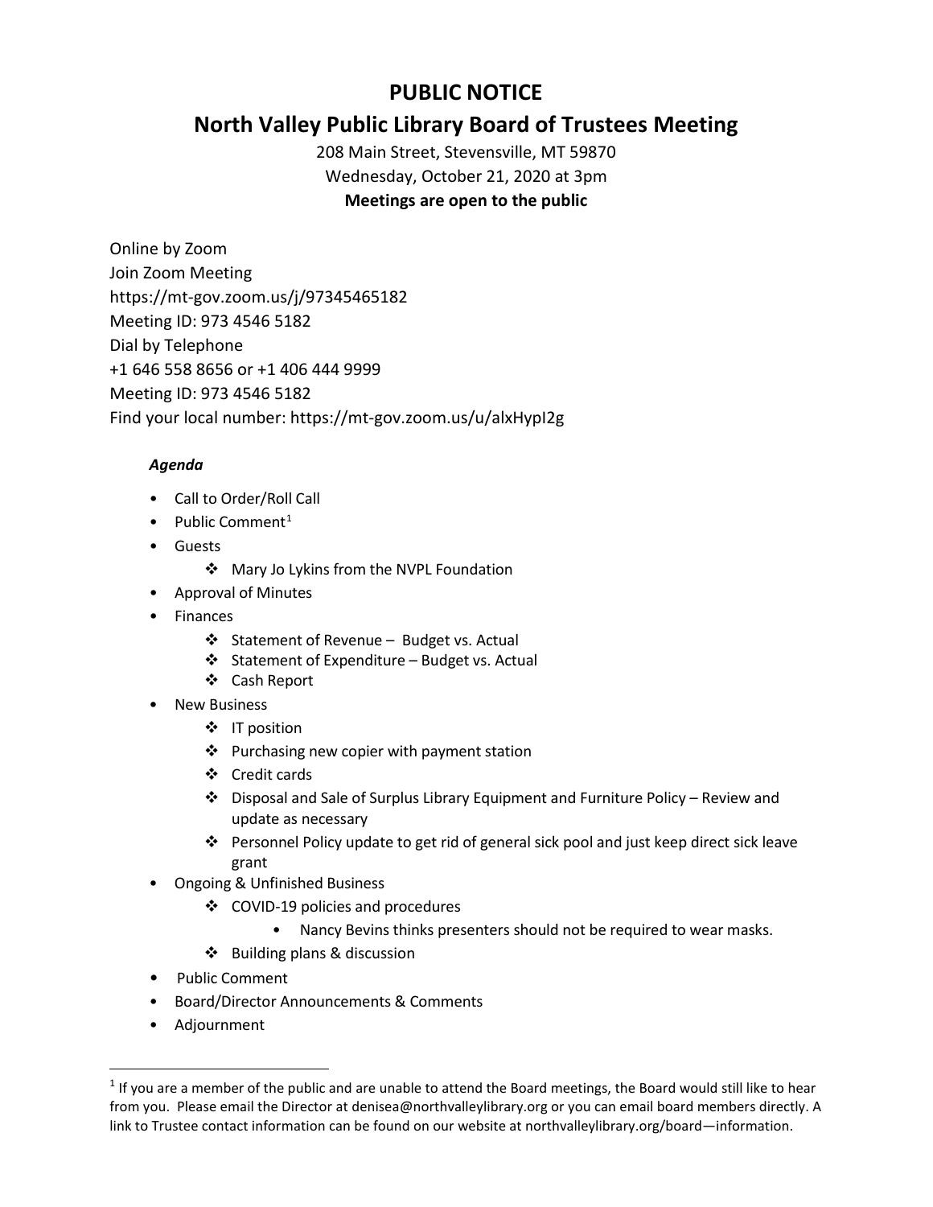# PUBLIC NOTICE

## North Valley Public Library Board of Trustees Meeting

208 Main Street, Stevensville, MT 59870
Wednesday, October 21, 2020 at 3pm
**Meetings are open to the public**

Online by Zoom
Join Zoom Meeting
https://mt-gov.zoom.us/j/97345465182
Meeting ID: 973 4546 5182
Dial by Telephone
+1 646 558 8656 or +1 406 444 9999
Meeting ID: 973 4546 5182
Find your local number: https://mt-gov.zoom.us/u/alxHypI2g

***Agenda***

- Call to Order/Roll Call
- Public Comment[1]
- Guests
  - Mary Jo Lykins from the NVPL Foundation
- Approval of Minutes
- Finances
  - Statement of Revenue – Budget vs. Actual
  - Statement of Expenditure – Budget vs. Actual
  - Cash Report
- New Business
  - IT position
  - Purchasing new copier with payment station
  - Credit cards
  - Disposal and Sale of Surplus Library Equipment and Furniture Policy – Review and update as necessary
  - Personnel Policy update to get rid of general sick pool and just keep direct sick leave grant
- Ongoing & Unfinished Business
  - COVID-19 policies and procedures
    - Nancy Bevins thinks presenters should not be required to wear masks.
  - Building plans & discussion
- Public Comment
- Board/Director Announcements & Comments
- Adjournment

---

[1] If you are a member of the public and are unable to attend the Board meetings, the Board would still like to hear from you. Please email the Director at denisea@northvalleylibrary.org or you can email board members directly. A link to Trustee contact information can be found on our website at northvalleylibrary.org/board—information.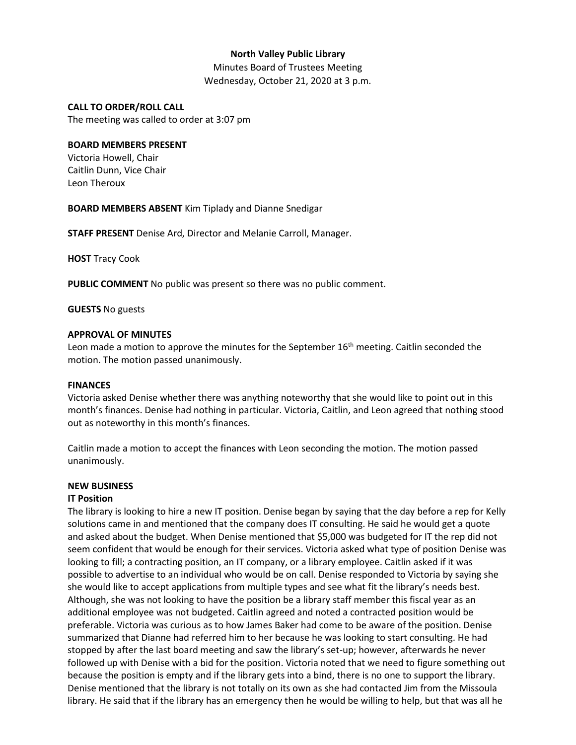**North Valley Public Library**

Minutes Board of Trustees Meeting
Wednesday, October 21, 2020 at 3 p.m.

**CALL TO ORDER/ROLL CALL**
The meeting was called to order at 3:07 pm

**BOARD MEMBERS PRESENT**
Victoria Howell, Chair
Caitlin Dunn, Vice Chair
Leon Theroux

**BOARD MEMBERS ABSENT** Kim Tiplady and Dianne Snedigar

**STAFF PRESENT** Denise Ard, Director and Melanie Carroll, Manager.

**HOST** Tracy Cook

**PUBLIC COMMENT** No public was present so there was no public comment.

**GUESTS** No guests

**APPROVAL OF MINUTES**
Leon made a motion to approve the minutes for the September 16th meeting. Caitlin seconded the motion. The motion passed unanimously.

**FINANCES**
Victoria asked Denise whether there was anything noteworthy that she would like to point out in this month's finances. Denise had nothing in particular. Victoria, Caitlin, and Leon agreed that nothing stood out as noteworthy in this month's finances.

Caitlin made a motion to accept the finances with Leon seconding the motion. The motion passed unanimously.

**NEW BUSINESS**
**IT Position**
The library is looking to hire a new IT position. Denise began by saying that the day before a rep for Kelly solutions came in and mentioned that the company does IT consulting. He said he would get a quote and asked about the budget. When Denise mentioned that $5,000 was budgeted for IT the rep did not seem confident that would be enough for their services. Victoria asked what type of position Denise was looking to fill; a contracting position, an IT company, or a library employee. Caitlin asked if it was possible to advertise to an individual who would be on call. Denise responded to Victoria by saying she she would like to accept applications from multiple types and see what fit the library's needs best. Although, she was not looking to have the position be a library staff member this fiscal year as an additional employee was not budgeted. Caitlin agreed and noted a contracted position would be preferable. Victoria was curious as to how James Baker had come to be aware of the position. Denise summarized that Dianne had referred him to her because he was looking to start consulting. He had stopped by after the last board meeting and saw the library's set-up; however, afterwards he never followed up with Denise with a bid for the position. Victoria noted that we need to figure something out because the position is empty and if the library gets into a bind, there is no one to support the library. Denise mentioned that the library is not totally on its own as she had contacted Jim from the Missoula library. He said that if the library has an emergency then he would be willing to help, but that was all he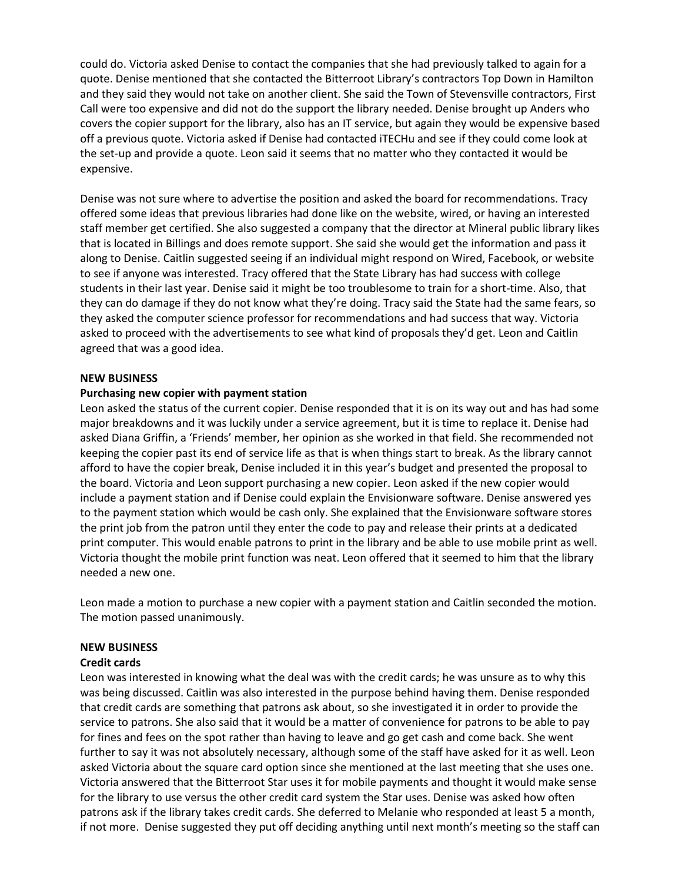could do. Victoria asked Denise to contact the companies that she had previously talked to again for a quote. Denise mentioned that she contacted the Bitterroot Library's contractors Top Down in Hamilton and they said they would not take on another client. She said the Town of Stevensville contractors, First Call were too expensive and did not do the support the library needed. Denise brought up Anders who covers the copier support for the library, also has an IT service, but again they would be expensive based off a previous quote. Victoria asked if Denise had contacted iTECHu and see if they could come look at the set-up and provide a quote. Leon said it seems that no matter who they contacted it would be expensive.

Denise was not sure where to advertise the position and asked the board for recommendations. Tracy offered some ideas that previous libraries had done like on the website, wired, or having an interested staff member get certified. She also suggested a company that the director at Mineral public library likes that is located in Billings and does remote support. She said she would get the information and pass it along to Denise. Caitlin suggested seeing if an individual might respond on Wired, Facebook, or website to see if anyone was interested. Tracy offered that the State Library has had success with college students in their last year. Denise said it might be too troublesome to train for a short-time. Also, that they can do damage if they do not know what they're doing. Tracy said the State had the same fears, so they asked the computer science professor for recommendations and had success that way. Victoria asked to proceed with the advertisements to see what kind of proposals they'd get. Leon and Caitlin agreed that was a good idea.

**NEW BUSINESS**

**Purchasing new copier with payment station**

Leon asked the status of the current copier. Denise responded that it is on its way out and has had some major breakdowns and it was luckily under a service agreement, but it is time to replace it. Denise had asked Diana Griffin, a 'Friends' member, her opinion as she worked in that field. She recommended not keeping the copier past its end of service life as that is when things start to break. As the library cannot afford to have the copier break, Denise included it in this year's budget and presented the proposal to the board. Victoria and Leon support purchasing a new copier. Leon asked if the new copier would include a payment station and if Denise could explain the Envisionware software. Denise answered yes to the payment station which would be cash only. She explained that the Envisionware software stores the print job from the patron until they enter the code to pay and release their prints at a dedicated print computer. This would enable patrons to print in the library and be able to use mobile print as well. Victoria thought the mobile print function was neat. Leon offered that it seemed to him that the library needed a new one.

Leon made a motion to purchase a new copier with a payment station and Caitlin seconded the motion. The motion passed unanimously.

**NEW BUSINESS**

**Credit cards**

Leon was interested in knowing what the deal was with the credit cards; he was unsure as to why this was being discussed. Caitlin was also interested in the purpose behind having them. Denise responded that credit cards are something that patrons ask about, so she investigated it in order to provide the service to patrons. She also said that it would be a matter of convenience for patrons to be able to pay for fines and fees on the spot rather than having to leave and go get cash and come back. She went further to say it was not absolutely necessary, although some of the staff have asked for it as well. Leon asked Victoria about the square card option since she mentioned at the last meeting that she uses one. Victoria answered that the Bitterroot Star uses it for mobile payments and thought it would make sense for the library to use versus the other credit card system the Star uses. Denise was asked how often patrons ask if the library takes credit cards. She deferred to Melanie who responded at least 5 a month, if not more. Denise suggested they put off deciding anything until next month's meeting so the staff can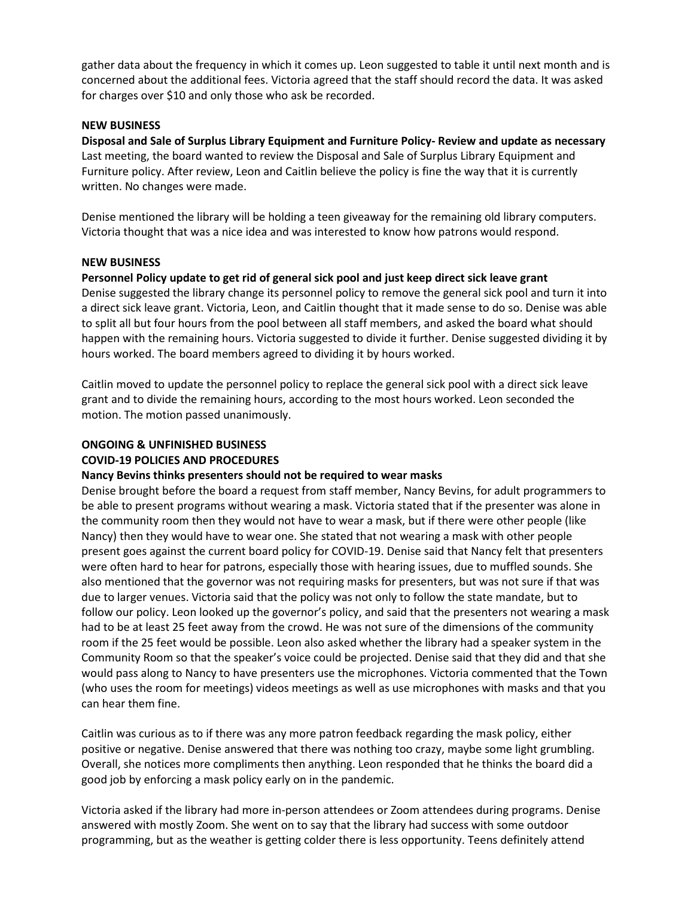gather data about the frequency in which it comes up. Leon suggested to table it until next month and is concerned about the additional fees. Victoria agreed that the staff should record the data. It was asked for charges over $10 and only those who ask be recorded.

**NEW BUSINESS**

**Disposal and Sale of Surplus Library Equipment and Furniture Policy- Review and update as necessary**

Last meeting, the board wanted to review the Disposal and Sale of Surplus Library Equipment and Furniture policy. After review, Leon and Caitlin believe the policy is fine the way that it is currently written. No changes were made.

Denise mentioned the library will be holding a teen giveaway for the remaining old library computers. Victoria thought that was a nice idea and was interested to know how patrons would respond.

**NEW BUSINESS**

**Personnel Policy update to get rid of general sick pool and just keep direct sick leave grant**

Denise suggested the library change its personnel policy to remove the general sick pool and turn it into a direct sick leave grant. Victoria, Leon, and Caitlin thought that it made sense to do so. Denise was able to split all but four hours from the pool between all staff members, and asked the board what should happen with the remaining hours. Victoria suggested to divide it further. Denise suggested dividing it by hours worked. The board members agreed to dividing it by hours worked.

Caitlin moved to update the personnel policy to replace the general sick pool with a direct sick leave grant and to divide the remaining hours, according to the most hours worked. Leon seconded the motion. The motion passed unanimously.

**ONGOING & UNFINISHED BUSINESS**

**COVID-19 POLICIES AND PROCEDURES**

**Nancy Bevins thinks presenters should not be required to wear masks**

Denise brought before the board a request from staff member, Nancy Bevins, for adult programmers to be able to present programs without wearing a mask. Victoria stated that if the presenter was alone in the community room then they would not have to wear a mask, but if there were other people (like Nancy) then they would have to wear one. She stated that not wearing a mask with other people present goes against the current board policy for COVID-19. Denise said that Nancy felt that presenters were often hard to hear for patrons, especially those with hearing issues, due to muffled sounds. She also mentioned that the governor was not requiring masks for presenters, but was not sure if that was due to larger venues. Victoria said that the policy was not only to follow the state mandate, but to follow our policy. Leon looked up the governor's policy, and said that the presenters not wearing a mask had to be at least 25 feet away from the crowd. He was not sure of the dimensions of the community room if the 25 feet would be possible. Leon also asked whether the library had a speaker system in the Community Room so that the speaker's voice could be projected. Denise said that they did and that she would pass along to Nancy to have presenters use the microphones. Victoria commented that the Town (who uses the room for meetings) videos meetings as well as use microphones with masks and that you can hear them fine.

Caitlin was curious as to if there was any more patron feedback regarding the mask policy, either positive or negative. Denise answered that there was nothing too crazy, maybe some light grumbling. Overall, she notices more compliments then anything. Leon responded that he thinks the board did a good job by enforcing a mask policy early on in the pandemic.

Victoria asked if the library had more in-person attendees or Zoom attendees during programs. Denise answered with mostly Zoom. She went on to say that the library had success with some outdoor programming, but as the weather is getting colder there is less opportunity. Teens definitely attend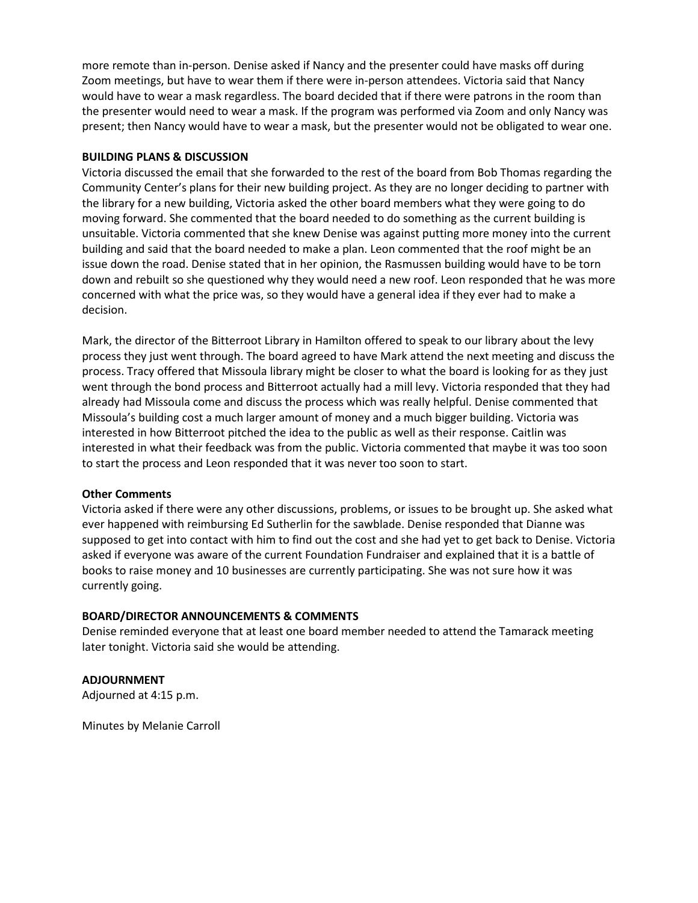more remote than in-person. Denise asked if Nancy and the presenter could have masks off during Zoom meetings, but have to wear them if there were in-person attendees. Victoria said that Nancy would have to wear a mask regardless. The board decided that if there were patrons in the room than the presenter would need to wear a mask. If the program was performed via Zoom and only Nancy was present; then Nancy would have to wear a mask, but the presenter would not be obligated to wear one.

**BUILDING PLANS & DISCUSSION**

Victoria discussed the email that she forwarded to the rest of the board from Bob Thomas regarding the Community Center's plans for their new building project. As they are no longer deciding to partner with the library for a new building, Victoria asked the other board members what they were going to do moving forward. She commented that the board needed to do something as the current building is unsuitable. Victoria commented that she knew Denise was against putting more money into the current building and said that the board needed to make a plan. Leon commented that the roof might be an issue down the road. Denise stated that in her opinion, the Rasmussen building would have to be torn down and rebuilt so she questioned why they would need a new roof. Leon responded that he was more concerned with what the price was, so they would have a general idea if they ever had to make a decision.

Mark, the director of the Bitterroot Library in Hamilton offered to speak to our library about the levy process they just went through. The board agreed to have Mark attend the next meeting and discuss the process. Tracy offered that Missoula library might be closer to what the board is looking for as they just went through the bond process and Bitterroot actually had a mill levy. Victoria responded that they had already had Missoula come and discuss the process which was really helpful. Denise commented that Missoula's building cost a much larger amount of money and a much bigger building. Victoria was interested in how Bitterroot pitched the idea to the public as well as their response. Caitlin was interested in what their feedback was from the public. Victoria commented that maybe it was too soon to start the process and Leon responded that it was never too soon to start.

**Other Comments**

Victoria asked if there were any other discussions, problems, or issues to be brought up. She asked what ever happened with reimbursing Ed Sutherlin for the sawblade. Denise responded that Dianne was supposed to get into contact with him to find out the cost and she had yet to get back to Denise. Victoria asked if everyone was aware of the current Foundation Fundraiser and explained that it is a battle of books to raise money and 10 businesses are currently participating. She was not sure how it was currently going.

**BOARD/DIRECTOR ANNOUNCEMENTS & COMMENTS**

Denise reminded everyone that at least one board member needed to attend the Tamarack meeting later tonight. Victoria said she would be attending.

**ADJOURNMENT**

Adjourned at 4:15 p.m.

Minutes by Melanie Carroll